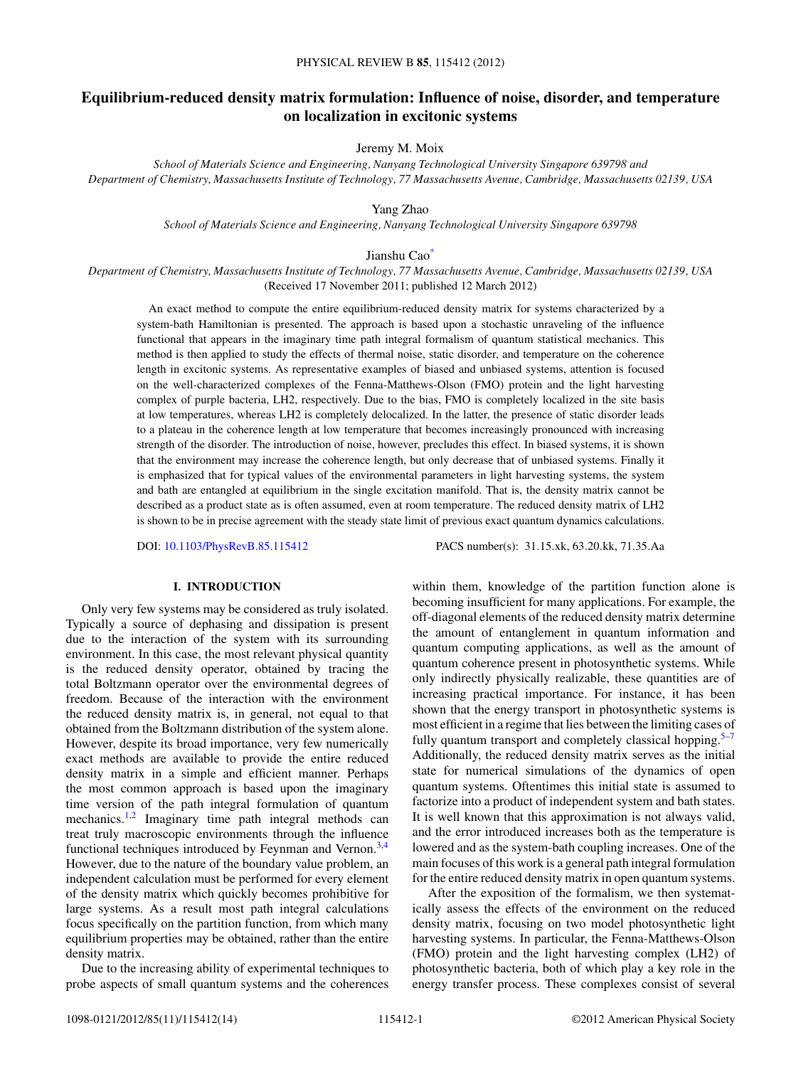# Equilibrium-reduced density matrix formulation: Influence of noise, disorder, and temperature on localization in excitonic systems

Jeremy M. Moix

*School of Materials Science and Engineering, Nanyang Technological University Singapore 639798 and Department of Chemistry, Massachusetts Institute of Technology, 77 Massachusetts Avenue, Cambridge, Massachusetts 02139, USA*

Yang Zhao

*School of Materials Science and Engineering, Nanyang Technological University Singapore 639798*

Jianshu Cao[*]

*Department of Chemistry, Massachusetts Institute of Technology, 77 Massachusetts Avenue, Cambridge, Massachusetts 02139, USA*

(Received 17 November 2011; published 12 March 2012)

An exact method to compute the entire equilibrium-reduced density matrix for systems characterized by a system-bath Hamiltonian is presented. The approach is based upon a stochastic unraveling of the influence functional that appears in the imaginary time path integral formalism of quantum statistical mechanics. This method is then applied to study the effects of thermal noise, static disorder, and temperature on the coherence length in excitonic systems. As representative examples of biased and unbiased systems, attention is focused on the well-characterized complexes of the Fenna-Matthews-Olson (FMO) protein and the light harvesting complex of purple bacteria, LH2, respectively. Due to the bias, FMO is completely localized in the site basis at low temperatures, whereas LH2 is completely delocalized. In the latter, the presence of static disorder leads to a plateau in the coherence length at low temperature that becomes increasingly pronounced with increasing strength of the disorder. The introduction of noise, however, precludes this effect. In biased systems, it is shown that the environment may increase the coherence length, but only decrease that of unbiased systems. Finally it is emphasized that for typical values of the environmental parameters in light harvesting systems, the system and bath are entangled at equilibrium in the single excitation manifold. That is, the density matrix cannot be described as a product state as is often assumed, even at room temperature. The reduced density matrix of LH2 is shown to be in precise agreement with the steady state limit of previous exact quantum dynamics calculations.

DOI: 10.1103/PhysRevB.85.115412    PACS number(s): 31.15.xk, 63.20.kk, 71.35.Aa

## I. INTRODUCTION

Only very few systems may be considered as truly isolated. Typically a source of dephasing and dissipation is present due to the interaction of the system with its surrounding environment. In this case, the most relevant physical quantity is the reduced density operator, obtained by tracing the total Boltzmann operator over the environmental degrees of freedom. Because of the interaction with the environment the reduced density matrix is, in general, not equal to that obtained from the Boltzmann distribution of the system alone. However, despite its broad importance, very few numerically exact methods are available to provide the entire reduced density matrix in a simple and efficient manner. Perhaps the most common approach is based upon the imaginary time version of the path integral formulation of quantum mechanics.[1,2] Imaginary time path integral methods can treat truly macroscopic environments through the influence functional techniques introduced by Feynman and Vernon.[3,4] However, due to the nature of the boundary value problem, an independent calculation must be performed for every element of the density matrix which quickly becomes prohibitive for large systems. As a result most path integral calculations focus specifically on the partition function, from which many equilibrium properties may be obtained, rather than the entire density matrix.

Due to the increasing ability of experimental techniques to probe aspects of small quantum systems and the coherences within them, knowledge of the partition function alone is becoming insufficient for many applications. For example, the off-diagonal elements of the reduced density matrix determine the amount of entanglement in quantum information and quantum computing applications, as well as the amount of quantum coherence present in photosynthetic systems. While only indirectly physically realizable, these quantities are of increasing practical importance. For instance, it has been shown that the energy transport in photosynthetic systems is most efficient in a regime that lies between the limiting cases of fully quantum transport and completely classical hopping.[5–7] Additionally, the reduced density matrix serves as the initial state for numerical simulations of the dynamics of open quantum systems. Oftentimes this initial state is assumed to factorize into a product of independent system and bath states. It is well known that this approximation is not always valid, and the error introduced increases both as the temperature is lowered and as the system-bath coupling increases. One of the main focuses of this work is a general path integral formulation for the entire reduced density matrix in open quantum systems.

After the exposition of the formalism, we then systematically assess the effects of the environment on the reduced density matrix, focusing on two model photosynthetic light harvesting systems. In particular, the Fenna-Matthews-Olson (FMO) protein and the light harvesting complex (LH2) of photosynthetic bacteria, both of which play a key role in the energy transfer process. These complexes consist of several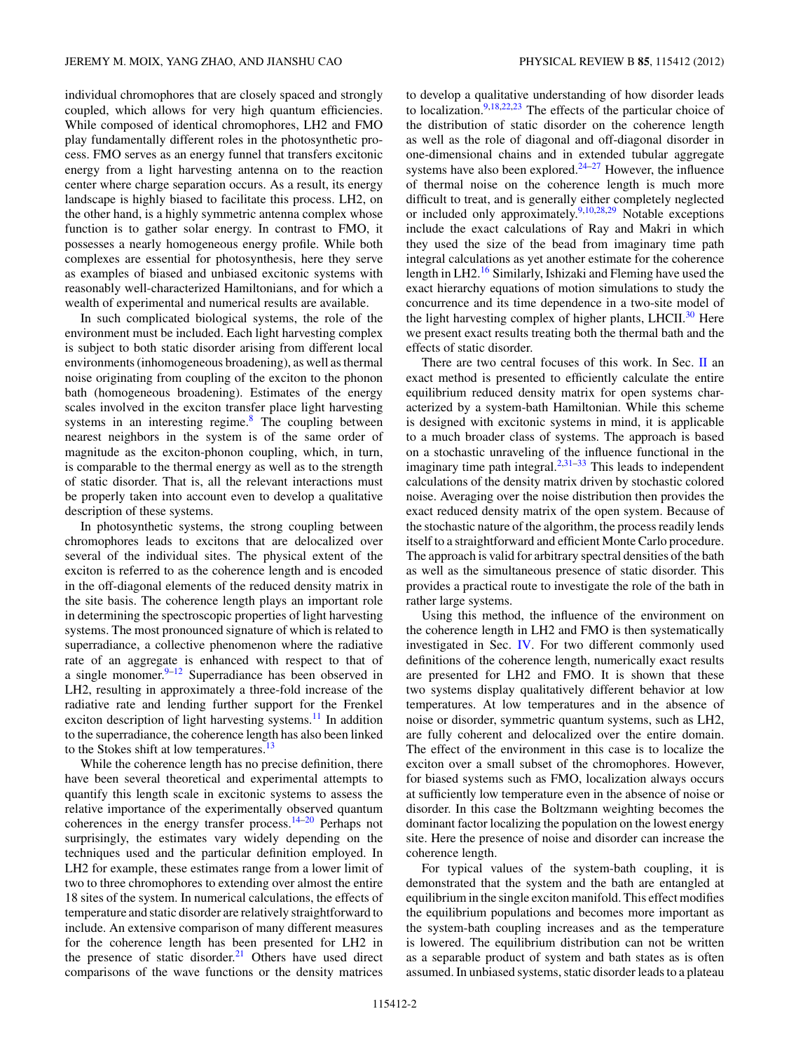individual chromophores that are closely spaced and strongly coupled, which allows for very high quantum efficiencies. While composed of identical chromophores, LH2 and FMO play fundamentally different roles in the photosynthetic process. FMO serves as an energy funnel that transfers excitonic energy from a light harvesting antenna on to the reaction center where charge separation occurs. As a result, its energy landscape is highly biased to facilitate this process. LH2, on the other hand, is a highly symmetric antenna complex whose function is to gather solar energy. In contrast to FMO, it possesses a nearly homogeneous energy profile. While both complexes are essential for photosynthesis, here they serve as examples of biased and unbiased excitonic systems with reasonably well-characterized Hamiltonians, and for which a wealth of experimental and numerical results are available.

In such complicated biological systems, the role of the environment must be included. Each light harvesting complex is subject to both static disorder arising from different local environments (inhomogeneous broadening), as well as thermal noise originating from coupling of the exciton to the phonon bath (homogeneous broadening). Estimates of the energy scales involved in the exciton transfer place light harvesting systems in an interesting regime.[8] The coupling between nearest neighbors in the system is of the same order of magnitude as the exciton-phonon coupling, which, in turn, is comparable to the thermal energy as well as to the strength of static disorder. That is, all the relevant interactions must be properly taken into account even to develop a qualitative description of these systems.

In photosynthetic systems, the strong coupling between chromophores leads to excitons that are delocalized over several of the individual sites. The physical extent of the exciton is referred to as the coherence length and is encoded in the off-diagonal elements of the reduced density matrix in the site basis. The coherence length plays an important role in determining the spectroscopic properties of light harvesting systems. The most pronounced signature of which is related to superradiance, a collective phenomenon where the radiative rate of an aggregate is enhanced with respect to that of a single monomer.[9–12] Superradiance has been observed in LH2, resulting in approximately a three-fold increase of the radiative rate and lending further support for the Frenkel exciton description of light harvesting systems.[11] In addition to the superradiance, the coherence length has also been linked to the Stokes shift at low temperatures.[13]

While the coherence length has no precise definition, there have been several theoretical and experimental attempts to quantify this length scale in excitonic systems to assess the relative importance of the experimentally observed quantum coherences in the energy transfer process.[14–20] Perhaps not surprisingly, the estimates vary widely depending on the techniques used and the particular definition employed. In LH2 for example, these estimates range from a lower limit of two to three chromophores to extending over almost the entire 18 sites of the system. In numerical calculations, the effects of temperature and static disorder are relatively straightforward to include. An extensive comparison of many different measures for the coherence length has been presented for LH2 in the presence of static disorder.[21] Others have used direct comparisons of the wave functions or the density matrices to develop a qualitative understanding of how disorder leads to localization.[9,18,22,23] The effects of the particular choice of the distribution of static disorder on the coherence length as well as the role of diagonal and off-diagonal disorder in one-dimensional chains and in extended tubular aggregate systems have also been explored.[24–27] However, the influence of thermal noise on the coherence length is much more difficult to treat, and is generally either completely neglected or included only approximately.[9,10,28,29] Notable exceptions include the exact calculations of Ray and Makri in which they used the size of the bead from imaginary time path integral calculations as yet another estimate for the coherence length in LH2.[16] Similarly, Ishizaki and Fleming have used the exact hierarchy equations of motion simulations to study the concurrence and its time dependence in a two-site model of the light harvesting complex of higher plants, LHCII.[30] Here we present exact results treating both the thermal bath and the effects of static disorder.

There are two central focuses of this work. In Sec. II an exact method is presented to efficiently calculate the entire equilibrium reduced density matrix for open systems characterized by a system-bath Hamiltonian. While this scheme is designed with excitonic systems in mind, it is applicable to a much broader class of systems. The approach is based on a stochastic unraveling of the influence functional in the imaginary time path integral.[2,31–33] This leads to independent calculations of the density matrix driven by stochastic colored noise. Averaging over the noise distribution then provides the exact reduced density matrix of the open system. Because of the stochastic nature of the algorithm, the process readily lends itself to a straightforward and efficient Monte Carlo procedure. The approach is valid for arbitrary spectral densities of the bath as well as the simultaneous presence of static disorder. This provides a practical route to investigate the role of the bath in rather large systems.

Using this method, the influence of the environment on the coherence length in LH2 and FMO is then systematically investigated in Sec. IV. For two different commonly used definitions of the coherence length, numerically exact results are presented for LH2 and FMO. It is shown that these two systems display qualitatively different behavior at low temperatures. At low temperatures and in the absence of noise or disorder, symmetric quantum systems, such as LH2, are fully coherent and delocalized over the entire domain. The effect of the environment in this case is to localize the exciton over a small subset of the chromophores. However, for biased systems such as FMO, localization always occurs at sufficiently low temperature even in the absence of noise or disorder. In this case the Boltzmann weighting becomes the dominant factor localizing the population on the lowest energy site. Here the presence of noise and disorder can increase the coherence length.

For typical values of the system-bath coupling, it is demonstrated that the system and the bath are entangled at equilibrium in the single exciton manifold. This effect modifies the equilibrium populations and becomes more important as the system-bath coupling increases and as the temperature is lowered. The equilibrium distribution can not be written as a separable product of system and bath states as is often assumed. In unbiased systems, static disorder leads to a plateau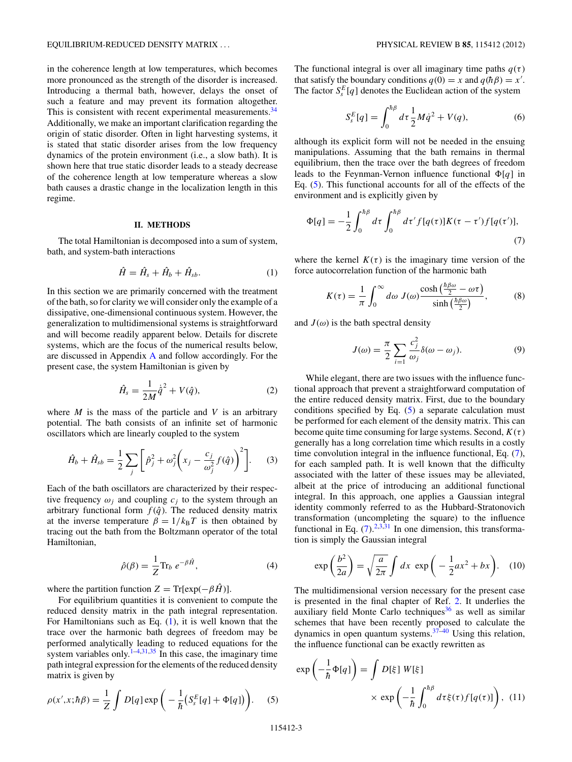in the coherence length at low temperatures, which becomes more pronounced as the strength of the disorder is increased. Introducing a thermal bath, however, delays the onset of such a feature and may prevent its formation altogether. This is consistent with recent experimental measurements.[34] Additionally, we make an important clarification regarding the origin of static disorder. Often in light harvesting systems, it is stated that static disorder arises from the low frequency dynamics of the protein environment (i.e., a slow bath). It is shown here that true static disorder leads to a steady decrease of the coherence length at low temperature whereas a slow bath causes a drastic change in the localization length in this regime.

## II. METHODS

The total Hamiltonian is decomposed into a sum of system, bath, and system-bath interactions

$$\hat{H} = \hat{H}_s + \hat{H}_b + \hat{H}_{sb}. \tag{1}$$

In this section we are primarily concerned with the treatment of the bath, so for clarity we will consider only the example of a dissipative, one-dimensional continuous system. However, the generalization to multidimensional systems is straightforward and will become readily apparent below. Details for discrete systems, which are the focus of the numerical results below, are discussed in Appendix A and follow accordingly. For the present case, the system Hamiltonian is given by

$$\hat{H}_s = \frac{1}{2M}\hat{\dot{q}}^2 + V(\hat{q}), \tag{2}$$

where $M$ is the mass of the particle and $V$ is an arbitrary potential. The bath consists of an infinite set of harmonic oscillators which are linearly coupled to the system

$$\hat{H}_b + \hat{H}_{sb} = \frac{1}{2}\sum_j \left[\hat{p}_j^2 + \omega_j^2\left(x_j - \frac{c_j}{\omega_j^2}f(\hat{q})\right)^2\right]. \tag{3}$$

Each of the bath oscillators are characterized by their respective frequency $\omega_j$ and coupling $c_j$ to the system through an arbitrary functional form $f(\hat{q})$. The reduced density matrix at the inverse temperature $\beta = 1/k_B T$ is then obtained by tracing out the bath from the Boltzmann operator of the total Hamiltonian,

$$\hat{\rho}(\beta) = \frac{1}{Z}\mathrm{Tr}_b\, e^{-\beta \hat{H}}, \tag{4}$$

where the partition function $Z = \mathrm{Tr}[\exp(-\beta\hat{H})]$.

For equilibrium quantities it is convenient to compute the reduced density matrix in the path integral representation. For Hamiltonians such as Eq. (1), it is well known that the trace over the harmonic bath degrees of freedom may be performed analytically leading to reduced equations for the system variables only.[1–4,31,35] In this case, the imaginary time path integral expression for the elements of the reduced density matrix is given by

$$\rho(x',x;\hbar\beta) = \frac{1}{Z}\int D[q]\exp\left(-\frac{1}{\hbar}\left(S_s^E[q] + \Phi[q]\right)\right). \tag{5}$$

The functional integral is over all imaginary time paths $q(\tau)$ that satisfy the boundary conditions $q(0) = x$ and $q(\hbar\beta) = x'$. The factor $S_s^E[q]$ denotes the Euclidean action of the system

$$S_s^E[q] = \int_0^{\hbar\beta} d\tau \frac{1}{2}M\dot{q}^2 + V(q), \tag{6}$$

although its explicit form will not be needed in the ensuing manipulations. Assuming that the bath remains in thermal equilibrium, then the trace over the bath degrees of freedom leads to the Feynman-Vernon influence functional $\Phi[q]$ in Eq. (5). This functional accounts for all of the effects of the environment and is explicitly given by

$$\Phi[q] = -\frac{1}{2}\int_0^{\hbar\beta} d\tau \int_0^{\hbar\beta} d\tau'\, f[q(\tau)]K(\tau-\tau')f[q(\tau')], \tag{7}$$

where the kernel $K(\tau)$ is the imaginary time version of the force autocorrelation function of the harmonic bath

$$K(\tau) = \frac{1}{\pi}\int_0^\infty d\omega\; J(\omega)\frac{\cosh\left(\frac{\hbar\beta\omega}{2} - \omega\tau\right)}{\sinh\left(\frac{\hbar\beta\omega}{2}\right)}, \tag{8}$$

and $J(\omega)$ is the bath spectral density

$$J(\omega) = \frac{\pi}{2}\sum_{i=1}\frac{c_j^2}{\omega_j}\delta(\omega - \omega_j). \tag{9}$$

While elegant, there are two issues with the influence functional approach that prevent a straightforward computation of the entire reduced density matrix. First, due to the boundary conditions specified by Eq. (5) a separate calculation must be performed for each element of the density matrix. This can become quite time consuming for large systems. Second, $K(\tau)$ generally has a long correlation time which results in a costly time convolution integral in the influence functional, Eq. (7), for each sampled path. It is well known that the difficulty associated with the latter of these issues may be alleviated, albeit at the price of introducing an additional functional integral. In this approach, one applies a Gaussian integral identity commonly referred to as the Hubbard-Stratonovich transformation (uncompleting the square) to the influence functional in Eq. (7).[2,3,31] In one dimension, this transformation is simply the Gaussian integral

$$\exp\left(\frac{b^2}{2a}\right) = \sqrt{\frac{a}{2\pi}}\int dx\; \exp\left(-\frac{1}{2}ax^2 + bx\right). \tag{10}$$

The multidimensional version necessary for the present case is presented in the final chapter of Ref. 2. It underlies the auxiliary field Monte Carlo techniques[36] as well as similar schemes that have been recently proposed to calculate the dynamics in open quantum systems.[37–40] Using this relation, the influence functional can be exactly rewritten as

$$\exp\left(-\frac{1}{\hbar}\Phi[q]\right) = \int D[\xi]\; W[\xi] \times \exp\left(-\frac{1}{\hbar}\int_0^{\hbar\beta} d\tau\,\xi(\tau)f[q(\tau)]\right), \tag{11}$$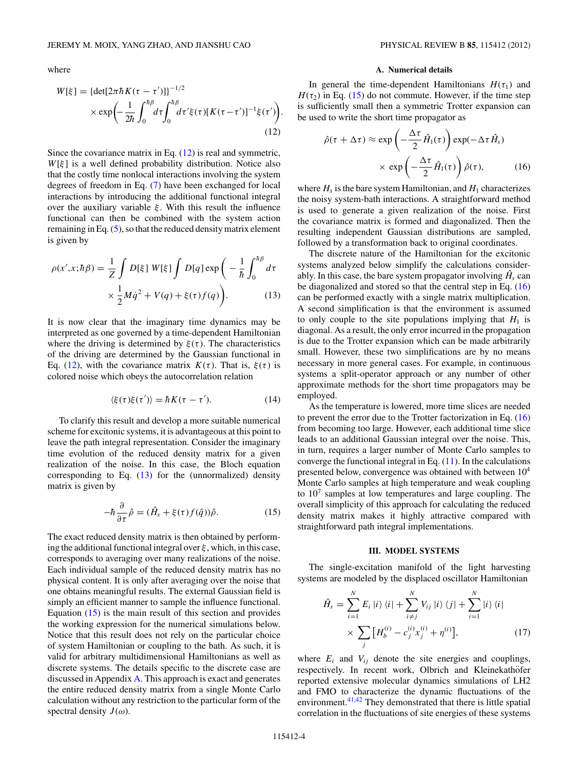where

$$W[\xi] = \{\det[2\pi\hbar K(\tau-\tau')]\}^{-1/2} \times \exp\left(-\frac{1}{2\hbar}\int_0^{\hbar\beta} d\tau \int_0^{\hbar\beta} d\tau' \xi(\tau)[K(\tau-\tau')]^{-1}\xi(\tau')\right). \tag{12}$$

Since the covariance matrix in Eq. (12) is real and symmetric, $W[\xi]$ is a well defined probability distribution. Notice also that the costly time nonlocal interactions involving the system degrees of freedom in Eq. (7) have been exchanged for local interactions by introducing the additional functional integral over the auxiliary variable $\xi$. With this result the influence functional can then be combined with the system action remaining in Eq. (5), so that the reduced density matrix element is given by

$$\rho(x',x;\hbar\beta) = \frac{1}{Z}\int D[\xi]\, W[\xi] \int D[q] \exp\left(-\frac{1}{\hbar}\int_0^{\hbar\beta} d\tau \times \frac{1}{2}M\dot{q}^2 + V(q) + \xi(\tau)f(q)\right). \tag{13}$$

It is now clear that the imaginary time dynamics may be interpreted as one governed by a time-dependent Hamiltonian where the driving is determined by $\xi(\tau)$. The characteristics of the driving are determined by the Gaussian functional in Eq. (12), with the covariance matrix $K(\tau)$. That is, $\xi(\tau)$ is colored noise which obeys the autocorrelation relation

$$\langle \xi(\tau)\xi(\tau')\rangle = \hbar K(\tau-\tau'). \tag{14}$$

To clarify this result and develop a more suitable numerical scheme for excitonic systems, it is advantageous at this point to leave the path integral representation. Consider the imaginary time evolution of the reduced density matrix for a given realization of the noise. In this case, the Bloch equation corresponding to Eq. (13) for the (unnormalized) density matrix is given by

$$-\hbar\frac{\partial}{\partial\tau}\hat{\rho} = (\hat{H}_s + \xi(\tau)f(\hat{q}))\hat{\rho}. \tag{15}$$

The exact reduced density matrix is then obtained by performing the additional functional integral over $\xi$, which, in this case, corresponds to averaging over many realizations of the noise. Each individual sample of the reduced density matrix has no physical content. It is only after averaging over the noise that one obtains meaningful results. The external Gaussian field is simply an efficient manner to sample the influence functional. Equation (15) is the main result of this section and provides the working expression for the numerical simulations below. Notice that this result does not rely on the particular choice of system Hamiltonian or coupling to the bath. As such, it is valid for arbitrary multidimensional Hamiltonians as well as discrete systems. The details specific to the discrete case are discussed in Appendix A. This approach is exact and generates the entire reduced density matrix from a single Monte Carlo calculation without any restriction to the particular form of the spectral density $J(\omega)$.

### A. Numerical details

In general the time-dependent Hamiltonians $H(\tau_1)$ and $H(\tau_2)$ in Eq. (15) do not commute. However, if the time step is sufficiently small then a symmetric Trotter expansion can be used to write the short time propagator as

$$\hat{\rho}(\tau+\Delta\tau) \approx \exp\left(-\frac{\Delta\tau}{2}\hat{H}_1(\tau)\right)\exp(-\Delta\tau\hat{H}_s) \times \exp\left(-\frac{\Delta\tau}{2}\hat{H}_1(\tau)\right)\hat{\rho}(\tau), \tag{16}$$

where $H_s$ is the bare system Hamiltonian, and $H_1$ characterizes the noisy system-bath interactions. A straightforward method is used to generate a given realization of the noise. First the covariance matrix is formed and diagonalized. Then the resulting independent Gaussian distributions are sampled, followed by a transformation back to original coordinates.

The discrete nature of the Hamiltonian for the excitonic systems analyzed below simplify the calculations considerably. In this case, the bare system propagator involving $\hat{H}_s$ can be diagonalized and stored so that the central step in Eq. (16) can be performed exactly with a single matrix multiplication. A second simplification is that the environment is assumed to only couple to the site populations implying that $\hat{H}_1$ is diagonal. As a result, the only error incurred in the propagation is due to the Trotter expansion which can be made arbitrarily small. However, these two simplifications are by no means necessary in more general cases. For example, in continuous systems a split-operator approach or any number of other approximate methods for the short time propagators may be employed.

As the temperature is lowered, more time slices are needed to prevent the error due to the Trotter factorization in Eq. (16) from becoming too large. However, each additional time slice leads to an additional Gaussian integral over the noise. This, in turn, requires a larger number of Monte Carlo samples to converge the functional integral in Eq. (11). In the calculations presented below, convergence was obtained with between $10^4$ Monte Carlo samples at high temperature and weak coupling to $10^7$ samples at low temperatures and large coupling. The overall simplicity of this approach for calculating the reduced density matrix makes it highly attractive compared with straightforward path integral implementations.

## III. MODEL SYSTEMS

The single-excitation manifold of the light harvesting systems are modeled by the displaced oscillator Hamiltonian

$$\hat{H}_s = \sum_{i=1}^{N} E_i\,|i\rangle\langle i| + \sum_{i\neq j}^{N} V_{ij}\,|i\rangle\langle j| + \sum_{i=1}^{N}|i\rangle\langle i| \times \sum_j \left[H_b^{(i)} - c_j^{(i)}x_j^{(i)} + \eta^{(i)}\right], \tag{17}$$

where $E_i$ and $V_{ij}$ denote the site energies and couplings, respectively. In recent work, Olbrich and Kleinekathöfer reported extensive molecular dynamics simulations of LH2 and FMO to characterize the dynamic fluctuations of the environment.[41,42] They demonstrated that there is little spatial correlation in the fluctuations of site energies of these systems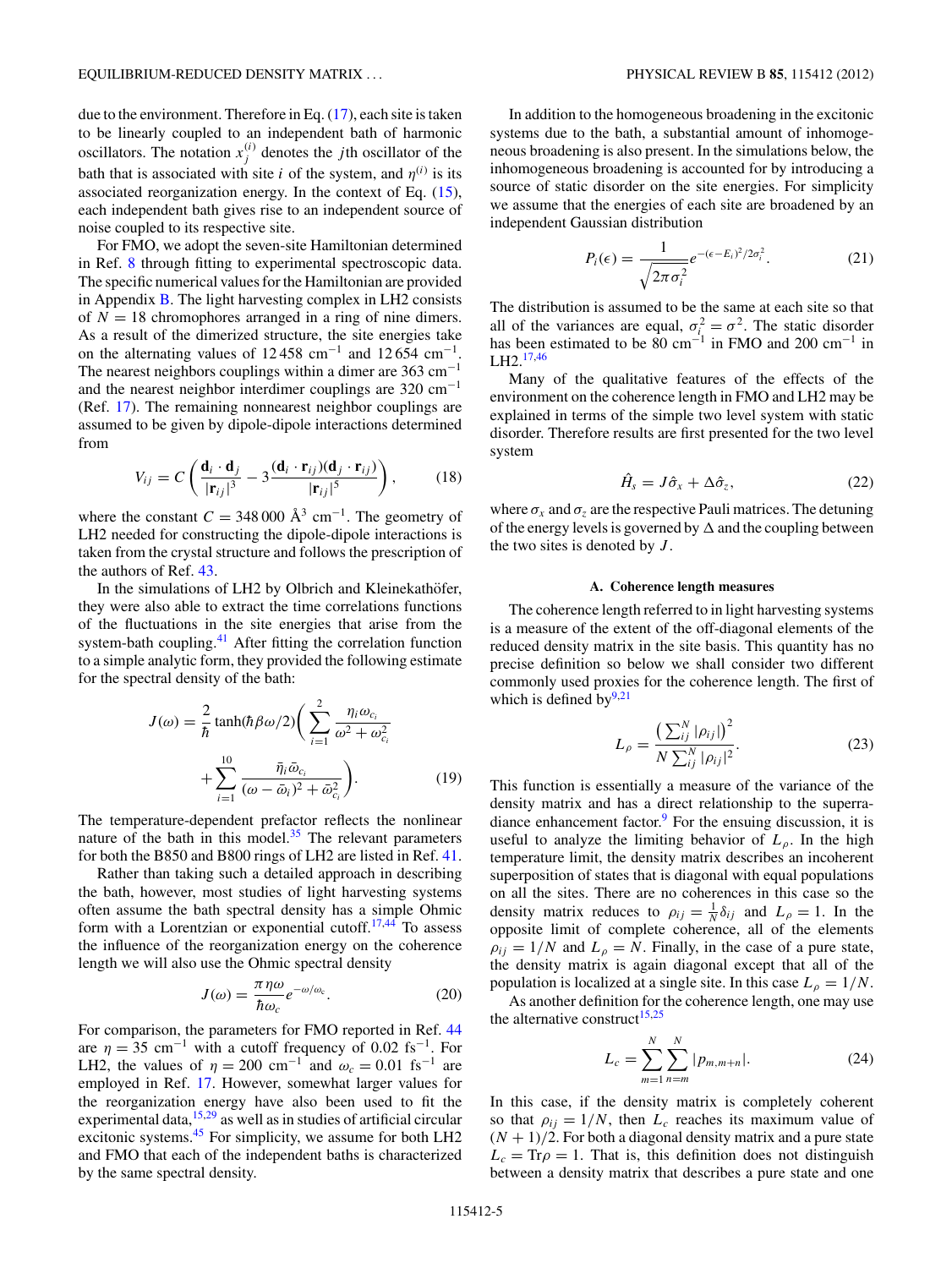due to the environment. Therefore in Eq. (17), each site is taken to be linearly coupled to an independent bath of harmonic oscillators. The notation $x_j^{(i)}$ denotes the $j$th oscillator of the bath that is associated with site $i$ of the system, and $\eta^{(i)}$ is its associated reorganization energy. In the context of Eq. (15), each independent bath gives rise to an independent source of noise coupled to its respective site.

For FMO, we adopt the seven-site Hamiltonian determined in Ref. 8 through fitting to experimental spectroscopic data. The specific numerical values for the Hamiltonian are provided in Appendix B. The light harvesting complex in LH2 consists of $N = 18$ chromophores arranged in a ring of nine dimers. As a result of the dimerized structure, the site energies take on the alternating values of 12 458 cm$^{-1}$ and 12 654 cm$^{-1}$. The nearest neighbors couplings within a dimer are 363 cm$^{-1}$ and the nearest neighbor interdimer couplings are 320 cm$^{-1}$ (Ref. 17). The remaining nonnearest neighbor couplings are assumed to be given by dipole-dipole interactions determined from

$$V_{ij} = C\left(\frac{\mathbf{d}_i \cdot \mathbf{d}_j}{|\mathbf{r}_{ij}|^3} - 3\frac{(\mathbf{d}_i \cdot \mathbf{r}_{ij})(\mathbf{d}_j \cdot \mathbf{r}_{ij})}{|\mathbf{r}_{ij}|^5}\right), \tag{18}$$

where the constant $C = 348\,000$ Å$^3$ cm$^{-1}$. The geometry of LH2 needed for constructing the dipole-dipole interactions is taken from the crystal structure and follows the prescription of the authors of Ref. 43.

In the simulations of LH2 by Olbrich and Kleinekathöfer, they were also able to extract the time correlations functions of the fluctuations in the site energies that arise from the system-bath coupling.[41] After fitting the correlation function to a simple analytic form, they provided the following estimate for the spectral density of the bath:

$$J(\omega) = \frac{2}{\hbar}\tanh(\hbar\beta\omega/2)\left(\sum_{i=1}^{2}\frac{\eta_i \omega_{c_i}}{\omega^2 + \omega_{c_i}^2} + \sum_{i=1}^{10}\frac{\bar{\eta}_i \bar{\omega}_{c_i}}{(\omega - \bar{\omega}_i)^2 + \bar{\omega}_{c_i}^2}\right). \tag{19}$$

The temperature-dependent prefactor reflects the nonlinear nature of the bath in this model.[35] The relevant parameters for both the B850 and B800 rings of LH2 are listed in Ref. 41.

Rather than taking such a detailed approach in describing the bath, however, most studies of light harvesting systems often assume the bath spectral density has a simple Ohmic form with a Lorentzian or exponential cutoff.[17,44] To assess the influence of the reorganization energy on the coherence length we will also use the Ohmic spectral density

$$J(\omega) = \frac{\pi\eta\omega}{\hbar\omega_c}e^{-\omega/\omega_c}. \tag{20}$$

For comparison, the parameters for FMO reported in Ref. 44 are $\eta = 35$ cm$^{-1}$ with a cutoff frequency of 0.02 fs$^{-1}$. For LH2, the values of $\eta = 200$ cm$^{-1}$ and $\omega_c = 0.01$ fs$^{-1}$ are employed in Ref. 17. However, somewhat larger values for the reorganization energy have also been used to fit the experimental data,[15,29] as well as in studies of artificial circular excitonic systems.[45] For simplicity, we assume for both LH2 and FMO that each of the independent baths is characterized by the same spectral density.

In addition to the homogeneous broadening in the excitonic systems due to the bath, a substantial amount of inhomogeneous broadening is also present. In the simulations below, the inhomogeneous broadening is accounted for by introducing a source of static disorder on the site energies. For simplicity we assume that the energies of each site are broadened by an independent Gaussian distribution

$$P_i(\epsilon) = \frac{1}{\sqrt{2\pi\sigma_i^2}}e^{-(\epsilon - E_i)^2/2\sigma_i^2}. \tag{21}$$

The distribution is assumed to be the same at each site so that all of the variances are equal, $\sigma_i^2 = \sigma^2$. The static disorder has been estimated to be 80 cm$^{-1}$ in FMO and 200 cm$^{-1}$ in LH2.[17,46]

Many of the qualitative features of the effects of the environment on the coherence length in FMO and LH2 may be explained in terms of the simple two level system with static disorder. Therefore results are first presented for the two level system

$$\hat{H}_s = J\hat{\sigma}_x + \Delta\hat{\sigma}_z, \tag{22}$$

where $\sigma_x$ and $\sigma_z$ are the respective Pauli matrices. The detuning of the energy levels is governed by $\Delta$ and the coupling between the two sites is denoted by $J$.

### A. Coherence length measures

The coherence length referred to in light harvesting systems is a measure of the extent of the off-diagonal elements of the reduced density matrix in the site basis. This quantity has no precise definition so below we shall consider two different commonly used proxies for the coherence length. The first of which is defined by[9,21]

$$L_\rho = \frac{\left(\sum_{ij}^{N}|\rho_{ij}|\right)^2}{N\sum_{ij}^{N}|\rho_{ij}|^2}. \tag{23}$$

This function is essentially a measure of the variance of the density matrix and has a direct relationship to the superradiance enhancement factor.[9] For the ensuing discussion, it is useful to analyze the limiting behavior of $L_\rho$. In the high temperature limit, the density matrix describes an incoherent superposition of states that is diagonal with equal populations on all the sites. There are no coherences in this case so the density matrix reduces to $\rho_{ij} = \frac{1}{N}\delta_{ij}$ and $L_\rho = 1$. In the opposite limit of complete coherence, all of the elements $\rho_{ij} = 1/N$ and $L_\rho = N$. Finally, in the case of a pure state, the density matrix is again diagonal except that all of the population is localized at a single site. In this case $L_\rho = 1/N$.

As another definition for the coherence length, one may use the alternative construct[15,25]

$$L_c = \sum_{m=1}^{N}\sum_{n=m}^{N}|p_{m,m+n}|. \tag{24}$$

In this case, if the density matrix is completely coherent so that $\rho_{ij} = 1/N$, then $L_c$ reaches its maximum value of $(N+1)/2$. For both a diagonal density matrix and a pure state $L_c = \mathrm{Tr}\rho = 1$. That is, this definition does not distinguish between a density matrix that describes a pure state and one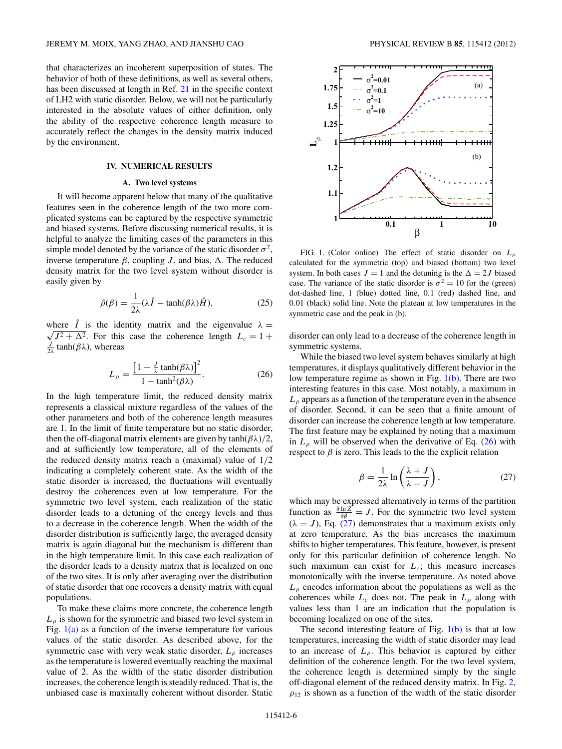that characterizes an incoherent superposition of states. The behavior of both of these definitions, as well as several others, has been discussed at length in Ref. 21 in the specific context of LH2 with static disorder. Below, we will not be particularly interested in the absolute values of either definition, only the ability of the respective coherence length measure to accurately reflect the changes in the density matrix induced by the environment.

## IV. NUMERICAL RESULTS

### A. Two level systems

It will become apparent below that many of the qualitative features seen in the coherence length of the two more complicated systems can be captured by the respective symmetric and biased systems. Before discussing numerical results, it is helpful to analyze the limiting cases of the parameters in this simple model denoted by the variance of the static disorder $\sigma^2$, inverse temperature $\beta$, coupling $J$, and bias, $\Delta$. The reduced density matrix for the two level system without disorder is easily given by

$$\hat{\rho}(\beta) = \frac{1}{2\lambda}(\lambda \hat{I} - \tanh(\beta\lambda)\hat{H}), \tag{25}$$

where $\hat{I}$ is the identity matrix and the eigenvalue $\lambda = \sqrt{J^2 + \Delta^2}$. For this case the coherence length $L_c = 1 + \frac{J}{2\lambda}\tanh(\beta\lambda)$, whereas

$$L_\rho = \frac{\left[1 + \frac{J}{\lambda}\tanh(\beta\lambda)\right]^2}{1 + \tanh^2(\beta\lambda)}. \tag{26}$$

In the high temperature limit, the reduced density matrix represents a classical mixture regardless of the values of the other parameters and both of the coherence length measures are 1. In the limit of finite temperature but no static disorder, then the off-diagonal matrix elements are given by $\tanh(\beta\lambda)/2$, and at sufficiently low temperature, all of the elements of the reduced density matrix reach a (maximal) value of $1/2$ indicating a completely coherent state. As the width of the static disorder is increased, the fluctuations will eventually destroy the coherences even at low temperature. For the symmetric two level system, each realization of the static disorder leads to a detuning of the energy levels and thus to a decrease in the coherence length. When the width of the disorder distribution is sufficiently large, the averaged density matrix is again diagonal but the mechanism is different than in the high temperature limit. In this case each realization of the disorder leads to a density matrix that is localized on one of the two sites. It is only after averaging over the distribution of static disorder that one recovers a density matrix with equal populations.

To make these claims more concrete, the coherence length $L_\rho$ is shown for the symmetric and biased two level system in Fig. 1(a) as a function of the inverse temperature for various values of the static disorder. As described above, for the symmetric case with very weak static disorder, $L_\rho$ increases as the temperature is lowered eventually reaching the maximal value of 2. As the width of the static disorder distribution increases, the coherence length is steadily reduced. That is, the unbiased case is maximally coherent without disorder. Static disorder can only lead to a decrease of the coherence length in symmetric systems.

FIG. 1. (Color online) The effect of static disorder on $L_\rho$ calculated for the symmetric (top) and biased (bottom) two level system. In both cases $J = 1$ and the detuning is the $\Delta = 2J$ biased case. The variance of the static disorder is $\sigma^2 = 10$ for the (green) dot-dashed line, 1 (blue) dotted line, 0.1 (red) dashed line, and 0.01 (black) solid line. Note the plateau at low temperatures in the symmetric case and the peak in (b).

While the biased two level system behaves similarly at high temperatures, it displays qualitatively different behavior in the low temperature regime as shown in Fig. 1(b). There are two interesting features in this case. Most notably, a maximum in $L_\rho$ appears as a function of the temperature even in the absence of disorder. Second, it can be seen that a finite amount of disorder can increase the coherence length at low temperature. The first feature may be explained by noting that a maximum in $L_\rho$ will be observed when the derivative of Eq. (26) with respect to $\beta$ is zero. This leads to the the explicit relation

$$\beta = \frac{1}{2\lambda}\ln\left(\frac{\lambda + J}{\lambda - J}\right), \tag{27}$$

which may be expressed alternatively in terms of the partition function as $\frac{\partial \ln Z}{\partial \beta} = J$. For the symmetric two level system ($\lambda = J$), Eq. (27) demonstrates that a maximum exists only at zero temperature. As the bias increases the maximum shifts to higher temperatures. This feature, however, is present only for this particular definition of coherence length. No such maximum can exist for $L_c$; this measure increases monotonically with the inverse temperature. As noted above $L_\rho$ encodes information about the populations as well as the coherences while $L_c$ does not. The peak in $L_\rho$ along with values less than 1 are an indication that the population is becoming localized on one of the sites.

The second interesting feature of Fig. 1(b) is that at low temperatures, increasing the width of static disorder may lead to an increase of $L_\rho$. This behavior is captured by either definition of the coherence length. For the two level system, the coherence length is determined simply by the single off-diagonal element of the reduced density matrix. In Fig. 2, $\rho_{12}$ is shown as a function of the width of the static disorder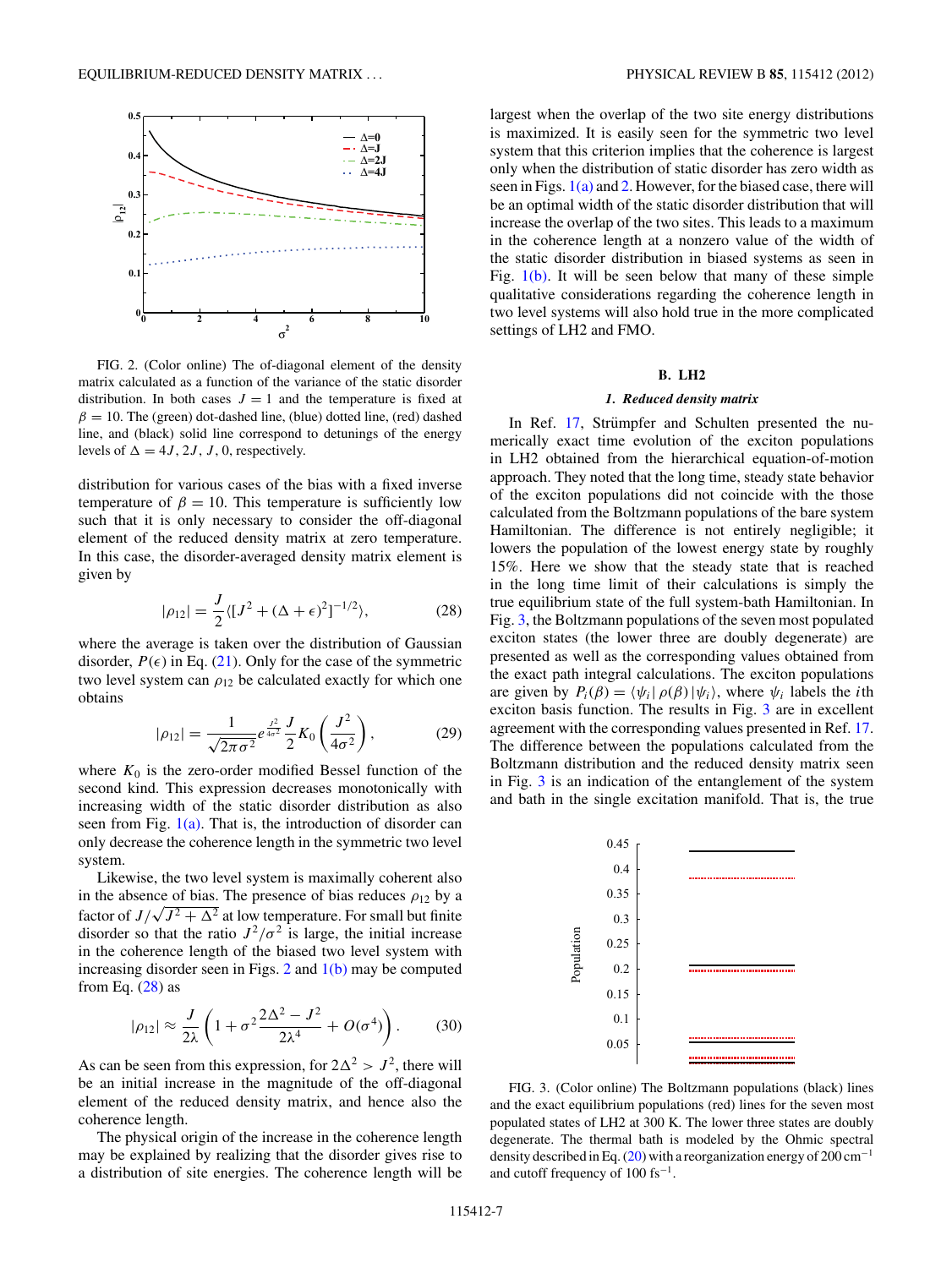FIG. 2. (Color online) The of-diagonal element of the density matrix calculated as a function of the variance of the static disorder distribution. In both cases $J = 1$ and the temperature is fixed at $\beta = 10$. The (green) dot-dashed line, (blue) dotted line, (red) dashed line, and (black) solid line correspond to detunings of the energy levels of $\Delta = 4J, 2J, J, 0$, respectively.

distribution for various cases of the bias with a fixed inverse temperature of $\beta = 10$. This temperature is sufficiently low such that it is only necessary to consider the off-diagonal element of the reduced density matrix at zero temperature. In this case, the disorder-averaged density matrix element is given by

$$|\rho_{12}| = \frac{J}{2}\langle [J^2 + (\Delta + \epsilon)^2]^{-1/2}\rangle, \tag{28}$$

where the average is taken over the distribution of Gaussian disorder, $P(\epsilon)$ in Eq. (21). Only for the case of the symmetric two level system can $\rho_{12}$ be calculated exactly for which one obtains

$$|\rho_{12}| = \frac{1}{\sqrt{2\pi\sigma^2}} e^{\frac{J^2}{4\sigma^2}} \frac{J}{2} K_0\left(\frac{J^2}{4\sigma^2}\right), \tag{29}$$

where $K_0$ is the zero-order modified Bessel function of the second kind. This expression decreases monotonically with increasing width of the static disorder distribution as also seen from Fig. 1(a). That is, the introduction of disorder can only decrease the coherence length in the symmetric two level system.

Likewise, the two level system is maximally coherent also in the absence of bias. The presence of bias reduces $\rho_{12}$ by a factor of $J/\sqrt{J^2 + \Delta^2}$ at low temperature. For small but finite disorder so that the ratio $J^2/\sigma^2$ is large, the initial increase in the coherence length of the biased two level system with increasing disorder seen in Figs. 2 and 1(b) may be computed from Eq. (28) as

$$|\rho_{12}| \approx \frac{J}{2\lambda}\left(1 + \sigma^2 \frac{2\Delta^2 - J^2}{2\lambda^4} + O(\sigma^4)\right). \tag{30}$$

As can be seen from this expression, for $2\Delta^2 > J^2$, there will be an initial increase in the magnitude of the off-diagonal element of the reduced density matrix, and hence also the coherence length.

The physical origin of the increase in the coherence length may be explained by realizing that the disorder gives rise to a distribution of site energies. The coherence length will be largest when the overlap of the two site energy distributions is maximized. It is easily seen for the symmetric two level system that this criterion implies that the coherence is largest only when the distribution of static disorder has zero width as seen in Figs. 1(a) and 2. However, for the biased case, there will be an optimal width of the static disorder distribution that will increase the overlap of the two sites. This leads to a maximum in the coherence length at a nonzero value of the width of the static disorder distribution in biased systems as seen in Fig. 1(b). It will be seen below that many of these simple qualitative considerations regarding the coherence length in two level systems will also hold true in the more complicated settings of LH2 and FMO.

## B. LH2

### 1. Reduced density matrix

In Ref. 17, Strümpfer and Schulten presented the numerically exact time evolution of the exciton populations in LH2 obtained from the hierarchical equation-of-motion approach. They noted that the long time, steady state behavior of the exciton populations did not coincide with the those calculated from the Boltzmann populations of the bare system Hamiltonian. The difference is not entirely negligible; it lowers the population of the lowest energy state by roughly 15%. Here we show that the steady state that is reached in the long time limit of their calculations is simply the true equilibrium state of the full system-bath Hamiltonian. In Fig. 3, the Boltzmann populations of the seven most populated exciton states (the lower three are doubly degenerate) are presented as well as the corresponding values obtained from the exact path integral calculations. The exciton populations are given by $P_i(\beta) = \langle \psi_i | \rho(\beta) | \psi_i \rangle$, where $\psi_i$ labels the $i$th exciton basis function. The results in Fig. 3 are in excellent agreement with the corresponding values presented in Ref. 17. The difference between the populations calculated from the Boltzmann distribution and the reduced density matrix seen in Fig. 3 is an indication of the entanglement of the system and bath in the single excitation manifold. That is, the true

FIG. 3. (Color online) The Boltzmann populations (black) lines and the exact equilibrium populations (red) lines for the seven most populated states of LH2 at 300 K. The lower three states are doubly degenerate. The thermal bath is modeled by the Ohmic spectral density described in Eq. (20) with a reorganization energy of 200 cm$^{-1}$ and cutoff frequency of 100 fs$^{-1}$.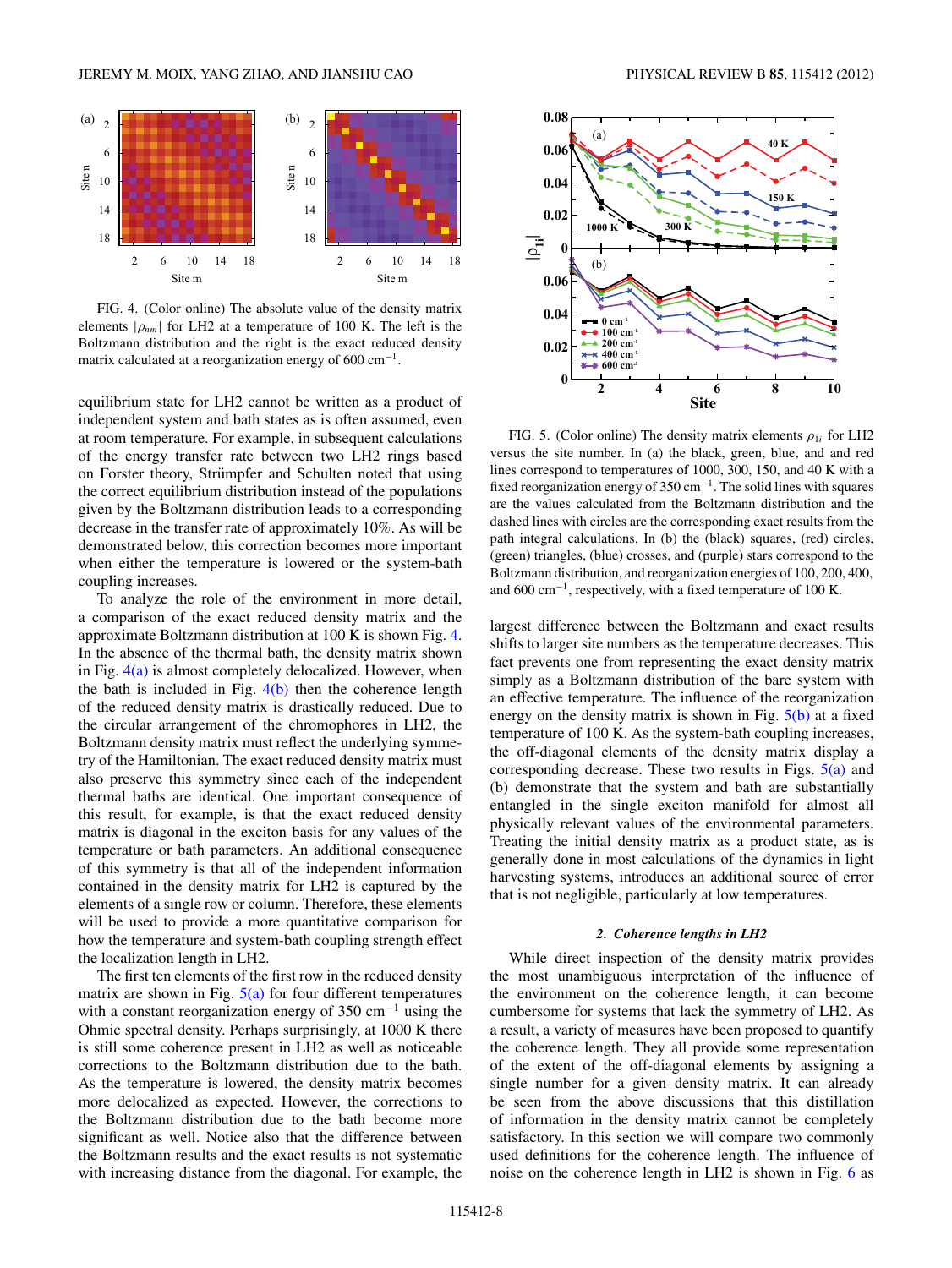FIG. 4. (Color online) The absolute value of the density matrix elements $|\rho_{nm}|$ for LH2 at a temperature of 100 K. The left is the Boltzmann distribution and the right is the exact reduced density matrix calculated at a reorganization energy of 600 cm$^{-1}$.

equilibrium state for LH2 cannot be written as a product of independent system and bath states as is often assumed, even at room temperature. For example, in subsequent calculations of the energy transfer rate between two LH2 rings based on Forster theory, Strümpfer and Schulten noted that using the correct equilibrium distribution instead of the populations given by the Boltzmann distribution leads to a corresponding decrease in the transfer rate of approximately 10%. As will be demonstrated below, this correction becomes more important when either the temperature is lowered or the system-bath coupling increases.

To analyze the role of the environment in more detail, a comparison of the exact reduced density matrix and the approximate Boltzmann distribution at 100 K is shown Fig. 4. In the absence of the thermal bath, the density matrix shown in Fig. 4(a) is almost completely delocalized. However, when the bath is included in Fig. 4(b) then the coherence length of the reduced density matrix is drastically reduced. Due to the circular arrangement of the chromophores in LH2, the Boltzmann density matrix must reflect the underlying symmetry of the Hamiltonian. The exact reduced density matrix must also preserve this symmetry since each of the independent thermal baths are identical. One important consequence of this result, for example, is that the exact reduced density matrix is diagonal in the exciton basis for any values of the temperature or bath parameters. An additional consequence of this symmetry is that all of the independent information contained in the density matrix for LH2 is captured by the elements of a single row or column. Therefore, these elements will be used to provide a more quantitative comparison for how the temperature and system-bath coupling strength effect the localization length in LH2.

The first ten elements of the first row in the reduced density matrix are shown in Fig. 5(a) for four different temperatures with a constant reorganization energy of 350 cm$^{-1}$ using the Ohmic spectral density. Perhaps surprisingly, at 1000 K there is still some coherence present in LH2 as well as noticeable corrections to the Boltzmann distribution due to the bath. As the temperature is lowered, the density matrix becomes more delocalized as expected. However, the corrections to the Boltzmann distribution due to the bath become more significant as well. Notice also that the difference between the Boltzmann results and the exact results is not systematic with increasing distance from the diagonal. For example, the largest difference between the Boltzmann and exact results shifts to larger site numbers as the temperature decreases. This fact prevents one from representing the exact density matrix simply as a Boltzmann distribution of the bare system with an effective temperature. The influence of the reorganization energy on the density matrix is shown in Fig. 5(b) at a fixed temperature of 100 K. As the system-bath coupling increases, the off-diagonal elements of the density matrix display a corresponding decrease. These two results in Figs. 5(a) and (b) demonstrate that the system and bath are substantially entangled in the single exciton manifold for almost all physically relevant values of the environmental parameters. Treating the initial density matrix as a product state, as is generally done in most calculations of the dynamics in light harvesting systems, introduces an additional source of error that is not negligible, particularly at low temperatures.

FIG. 5. (Color online) The density matrix elements $\rho_{1i}$ for LH2 versus the site number. In (a) the black, green, blue, and red lines correspond to temperatures of 1000, 300, 150, and 40 K with a fixed reorganization energy of 350 cm$^{-1}$. The solid lines with squares are the values calculated from the Boltzmann distribution and the dashed lines with circles are the corresponding exact results from the path integral calculations. In (b) the (black) squares, (red) circles, (green) triangles, (blue) crosses, and (purple) stars correspond to the Boltzmann distribution, and reorganization energies of 100, 200, 400, and 600 cm$^{-1}$, respectively, with a fixed temperature of 100 K.

### 2. Coherence lengths in LH2

While direct inspection of the density matrix provides the most unambiguous interpretation of the influence of the environment on the coherence length, it can become cumbersome for systems that lack the symmetry of LH2. As a result, a variety of measures have been proposed to quantify the coherence length. They all provide some representation of the extent of the off-diagonal elements by assigning a single number for a given density matrix. It can already be seen from the above discussions that this distillation of information in the density matrix cannot be completely satisfactory. In this section we will compare two commonly used definitions for the coherence length. The influence of noise on the coherence length in LH2 is shown in Fig. 6 as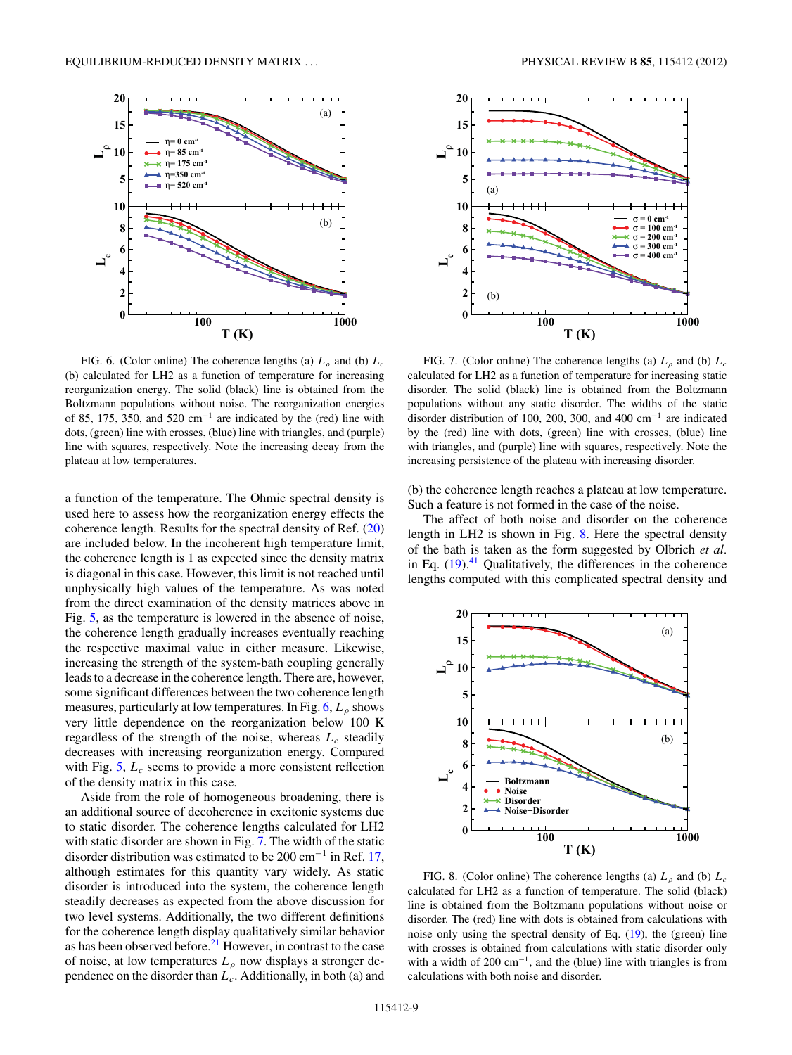FIG. 6. (Color online) The coherence lengths (a) $L_\rho$ and (b) $L_c$ (b) calculated for LH2 as a function of temperature for increasing reorganization energy. The solid (black) line is obtained from the Boltzmann populations without noise. The reorganization energies of 85, 175, 350, and 520 cm$^{-1}$ are indicated by the (red) line with dots, (green) line with crosses, (blue) line with triangles, and (purple) line with squares, respectively. Note the increasing decay from the plateau at low temperatures.

FIG. 7. (Color online) The coherence lengths (a) $L_\rho$ and (b) $L_c$ calculated for LH2 as a function of temperature for increasing static disorder. The solid (black) line is obtained from the Boltzmann populations without any static disorder. The widths of the static disorder distribution of 100, 200, 300, and 400 cm$^{-1}$ are indicated by the (red) line with dots, (green) line with crosses, (blue) line with triangles, and (purple) line with squares, respectively. Note the increasing persistence of the plateau with increasing disorder.

a function of the temperature. The Ohmic spectral density is used here to assess how the reorganization energy effects the coherence length. Results for the spectral density of Ref. (20) are included below. In the incoherent high temperature limit, the coherence length is 1 as expected since the density matrix is diagonal in this case. However, this limit is not reached until unphysically high values of the temperature. As was noted from the direct examination of the density matrices above in Fig. 5, as the temperature is lowered in the absence of noise, the coherence length gradually increases eventually reaching the respective maximal value in either measure. Likewise, increasing the strength of the system-bath coupling generally leads to a decrease in the coherence length. There are, however, some significant differences between the two coherence length measures, particularly at low temperatures. In Fig. 6, $L_\rho$ shows very little dependence on the reorganization below 100 K regardless of the strength of the noise, whereas $L_c$ steadily decreases with increasing reorganization energy. Compared with Fig. 5, $L_c$ seems to provide a more consistent reflection of the density matrix in this case.

Aside from the role of homogeneous broadening, there is an additional source of decoherence in excitonic systems due to static disorder. The coherence lengths calculated for LH2 with static disorder are shown in Fig. 7. The width of the static disorder distribution was estimated to be 200 cm$^{-1}$ in Ref. 17, although estimates for this quantity vary widely. As static disorder is introduced into the system, the coherence length steadily decreases as expected from the above discussion for two level systems. Additionally, the two different definitions for the coherence length display qualitatively similar behavior as has been observed before.[21] However, in contrast to the case of noise, at low temperatures $L_\rho$ now displays a stronger dependence on the disorder than $L_c$. Additionally, in both (a) and (b) the coherence length reaches a plateau at low temperature. Such a feature is not formed in the case of the noise.

The affect of both noise and disorder on the coherence length in LH2 is shown in Fig. 8. Here the spectral density of the bath is taken as the form suggested by Olbrich *et al.* in Eq. (19).[41] Qualitatively, the differences in the coherence lengths computed with this complicated spectral density and

FIG. 8. (Color online) The coherence lengths (a) $L_\rho$ and (b) $L_c$ calculated for LH2 as a function of temperature. The solid (black) line is obtained from the Boltzmann populations without noise or disorder. The (red) line with dots is obtained from calculations with noise only using the spectral density of Eq. (19), the (green) line with crosses is obtained from calculations with static disorder only with a width of 200 cm$^{-1}$, and the (blue) line with triangles is from calculations with both noise and disorder.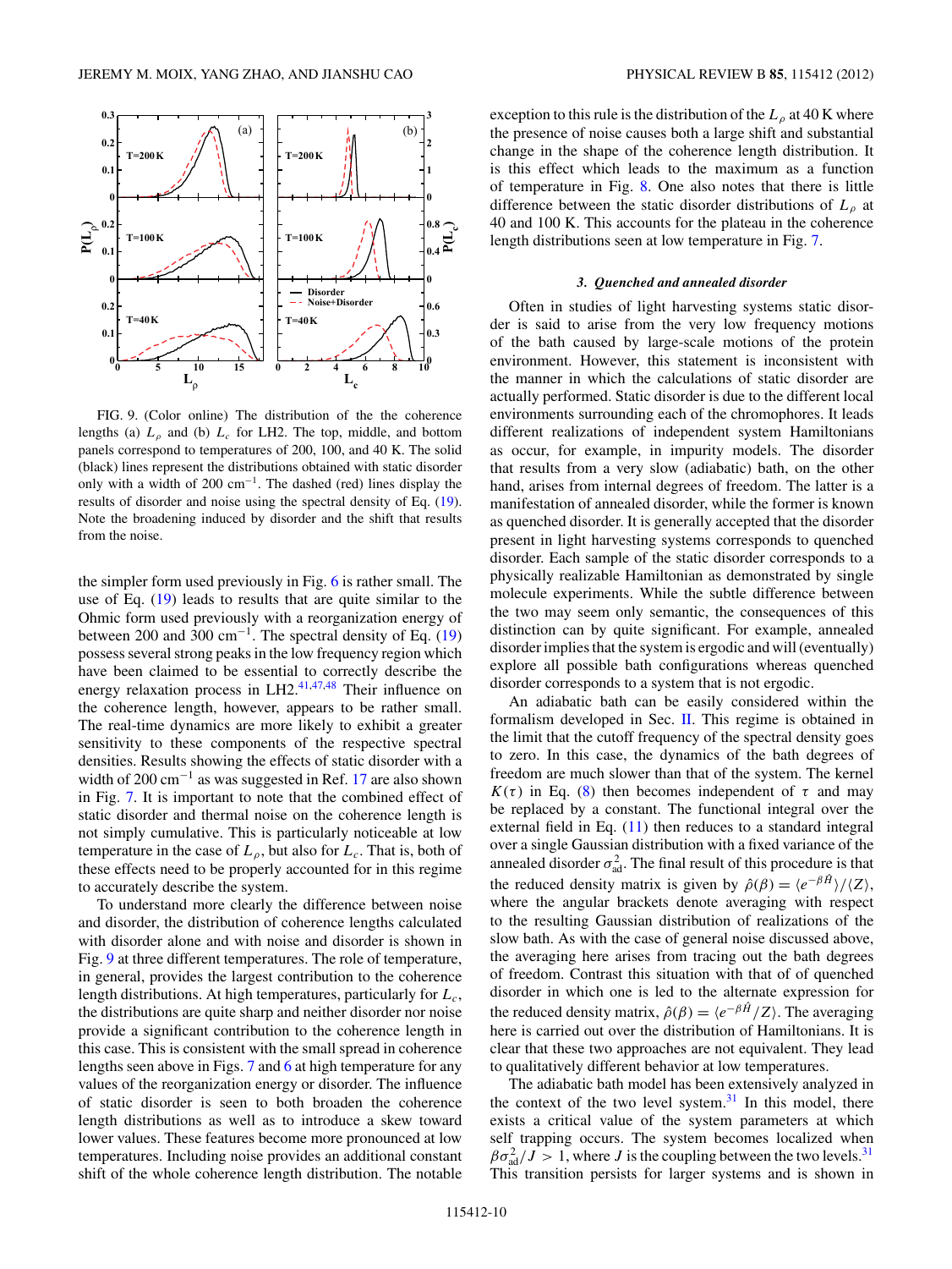FIG. 9. (Color online) The distribution of the the coherence lengths (a) $L_\rho$ and (b) $L_c$ for LH2. The top, middle, and bottom panels correspond to temperatures of 200, 100, and 40 K. The solid (black) lines represent the distributions obtained with static disorder only with a width of 200 cm$^{-1}$. The dashed (red) lines display the results of disorder and noise using the spectral density of Eq. (19). Note the broadening induced by disorder and the shift that results from the noise.

the simpler form used previously in Fig. 6 is rather small. The use of Eq. (19) leads to results that are quite similar to the Ohmic form used previously with a reorganization energy of between 200 and 300 cm$^{-1}$. The spectral density of Eq. (19) possess several strong peaks in the low frequency region which have been claimed to be essential to correctly describe the energy relaxation process in LH2.[41,47,48] Their influence on the coherence length, however, appears to be rather small. The real-time dynamics are more likely to exhibit a greater sensitivity to these components of the respective spectral densities. Results showing the effects of static disorder with a width of 200 cm$^{-1}$ as was suggested in Ref. 17 are also shown in Fig. 7. It is important to note that the combined effect of static disorder and thermal noise on the coherence length is not simply cumulative. This is particularly noticeable at low temperature in the case of $L_\rho$, but also for $L_c$. That is, both of these effects need to be properly accounted for in this regime to accurately describe the system.

To understand more clearly the difference between noise and disorder, the distribution of coherence lengths calculated with disorder alone and with noise and disorder is shown in Fig. 9 at three different temperatures. The role of temperature, in general, provides the largest contribution to the coherence length distributions. At high temperatures, particularly for $L_c$, the distributions are quite sharp and neither disorder nor noise provide a significant contribution to the coherence length in this case. This is consistent with the small spread in coherence lengths seen above in Figs. 7 and 6 at high temperature for any values of the reorganization energy or disorder. The influence of static disorder is seen to both broaden the coherence length distributions as well as to introduce a skew toward lower values. These features become more pronounced at low temperatures. Including noise provides an additional constant shift of the whole coherence length distribution. The notable exception to this rule is the distribution of the $L_\rho$ at 40 K where the presence of noise causes both a large shift and substantial change in the shape of the coherence length distribution. It is this effect which leads to the maximum as a function of temperature in Fig. 8. One also notes that there is little difference between the static disorder distributions of $L_\rho$ at 40 and 100 K. This accounts for the plateau in the coherence length distributions seen at low temperature in Fig. 7.

### 3. *Quenched and annealed disorder*

Often in studies of light harvesting systems static disorder is said to arise from the very low frequency motions of the bath caused by large-scale motions of the protein environment. However, this statement is inconsistent with the manner in which the calculations of static disorder are actually performed. Static disorder is due to the different local environments surrounding each of the chromophores. It leads different realizations of independent system Hamiltonians as occur, for example, in impurity models. The disorder that results from a very slow (adiabatic) bath, on the other hand, arises from internal degrees of freedom. The latter is a manifestation of annealed disorder, while the former is known as quenched disorder. It is generally accepted that the disorder present in light harvesting systems corresponds to quenched disorder. Each sample of the static disorder corresponds to a physically realizable Hamiltonian as demonstrated by single molecule experiments. While the subtle difference between the two may seem only semantic, the consequences of this distinction can by quite significant. For example, annealed disorder implies that the system is ergodic and will (eventually) explore all possible bath configurations whereas quenched disorder corresponds to a system that is not ergodic.

An adiabatic bath can be easily considered within the formalism developed in Sec. II. This regime is obtained in the limit that the cutoff frequency of the spectral density goes to zero. In this case, the dynamics of the bath degrees of freedom are much slower than that of the system. The kernel $K(\tau)$ in Eq. (8) then becomes independent of $\tau$ and may be replaced by a constant. The functional integral over the external field in Eq. (11) then reduces to a standard integral over a single Gaussian distribution with a fixed variance of the annealed disorder $\sigma_{\text{ad}}^2$. The final result of this procedure is that the reduced density matrix is given by $\hat{\rho}(\beta) = \langle e^{-\beta\hat{H}}\rangle/\langle Z\rangle$, where the angular brackets denote averaging with respect to the resulting Gaussian distribution of realizations of the slow bath. As with the case of general noise discussed above, the averaging here arises from tracing out the bath degrees of freedom. Contrast this situation with that of of quenched disorder in which one is led to the alternate expression for the reduced density matrix, $\hat{\rho}(\beta) = \langle e^{-\beta\hat{H}}/Z\rangle$. The averaging here is carried out over the distribution of Hamiltonians. It is clear that these two approaches are not equivalent. They lead to qualitatively different behavior at low temperatures.

The adiabatic bath model has been extensively analyzed in the context of the two level system.[31] In this model, there exists a critical value of the system parameters at which self trapping occurs. The system becomes localized when $\beta\sigma_{\text{ad}}^2/J > 1$, where $J$ is the coupling between the two levels.[31] This transition persists for larger systems and is shown in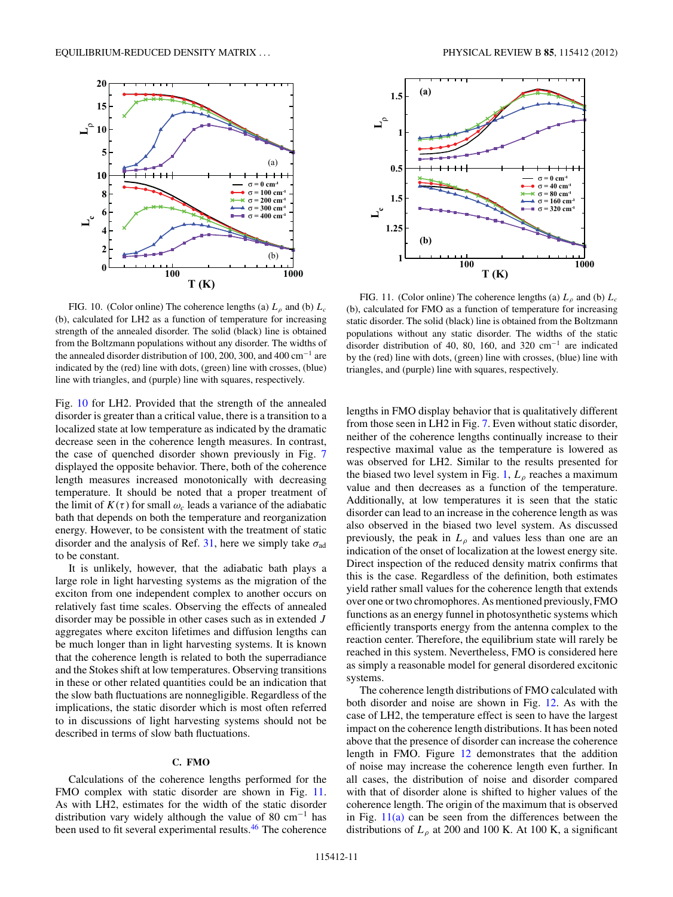FIG. 10. (Color online) The coherence lengths (a) $L_\rho$ and (b) $L_c$ (b), calculated for LH2 as a function of temperature for increasing strength of the annealed disorder. The solid (black) line is obtained from the Boltzmann populations without any disorder. The widths of the annealed disorder distribution of 100, 200, 300, and 400 cm$^{-1}$ are indicated by the (red) line with dots, (green) line with crosses, (blue) line with triangles, and (purple) line with squares, respectively.

FIG. 11. (Color online) The coherence lengths (a) $L_\rho$ and (b) $L_c$ (b), calculated for FMO as a function of temperature for increasing static disorder. The solid (black) line is obtained from the Boltzmann populations without any static disorder. The widths of the static disorder distribution of 40, 80, 160, and 320 cm$^{-1}$ are indicated by the (red) line with dots, (green) line with crosses, (blue) line with triangles, and (purple) line with squares, respectively.

Fig. 10 for LH2. Provided that the strength of the annealed disorder is greater than a critical value, there is a transition to a localized state at low temperature as indicated by the dramatic decrease seen in the coherence length measures. In contrast, the case of quenched disorder shown previously in Fig. 7 displayed the opposite behavior. There, both of the coherence length measures increased monotonically with decreasing temperature. It should be noted that a proper treatment of the limit of $K(\tau)$ for small $\omega_c$ leads a variance of the adiabatic bath that depends on both the temperature and reorganization energy. However, to be consistent with the treatment of static disorder and the analysis of Ref. 31, here we simply take $\sigma_{ad}$ to be constant.

It is unlikely, however, that the adiabatic bath plays a large role in light harvesting systems as the migration of the exciton from one independent complex to another occurs on relatively fast time scales. Observing the effects of annealed disorder may be possible in other cases such as in extended $J$ aggregates where exciton lifetimes and diffusion lengths can be much longer than in light harvesting systems. It is known that the coherence length is related to both the superradiance and the Stokes shift at low temperatures. Observing transitions in these or other related quantities could be an indication that the slow bath fluctuations are nonnegligible. Regardless of the implications, the static disorder which is most often referred to in discussions of light harvesting systems should not be described in terms of slow bath fluctuations.

### C. FMO

Calculations of the coherence lengths performed for the FMO complex with static disorder are shown in Fig. 11. As with LH2, estimates for the width of the static disorder distribution vary widely although the value of 80 cm$^{-1}$ has been used to fit several experimental results.[46] The coherence lengths in FMO display behavior that is qualitatively different from those seen in LH2 in Fig. 7. Even without static disorder, neither of the coherence lengths continually increase to their respective maximal value as the temperature is lowered as was observed for LH2. Similar to the results presented for the biased two level system in Fig. 1, $L_\rho$ reaches a maximum value and then decreases as a function of the temperature. Additionally, at low temperatures it is seen that the static disorder can lead to an increase in the coherence length as was also observed in the biased two level system. As discussed previously, the peak in $L_\rho$ and values less than one are an indication of the onset of localization at the lowest energy site. Direct inspection of the reduced density matrix confirms that this is the case. Regardless of the definition, both estimates yield rather small values for the coherence length that extends over one or two chromophores. As mentioned previously, FMO functions as an energy funnel in photosynthetic systems which efficiently transports energy from the antenna complex to the reaction center. Therefore, the equilibrium state will rarely be reached in this system. Nevertheless, FMO is considered here as simply a reasonable model for general disordered excitonic systems.

The coherence length distributions of FMO calculated with both disorder and noise are shown in Fig. 12. As with the case of LH2, the temperature effect is seen to have the largest impact on the coherence length distributions. It has been noted above that the presence of disorder can increase the coherence length in FMO. Figure 12 demonstrates that the addition of noise may increase the coherence length even further. In all cases, the distribution of noise and disorder compared with that of disorder alone is shifted to higher values of the coherence length. The origin of the maximum that is observed in Fig. 11(a) can be seen from the differences between the distributions of $L_\rho$ at 200 and 100 K. At 100 K, a significant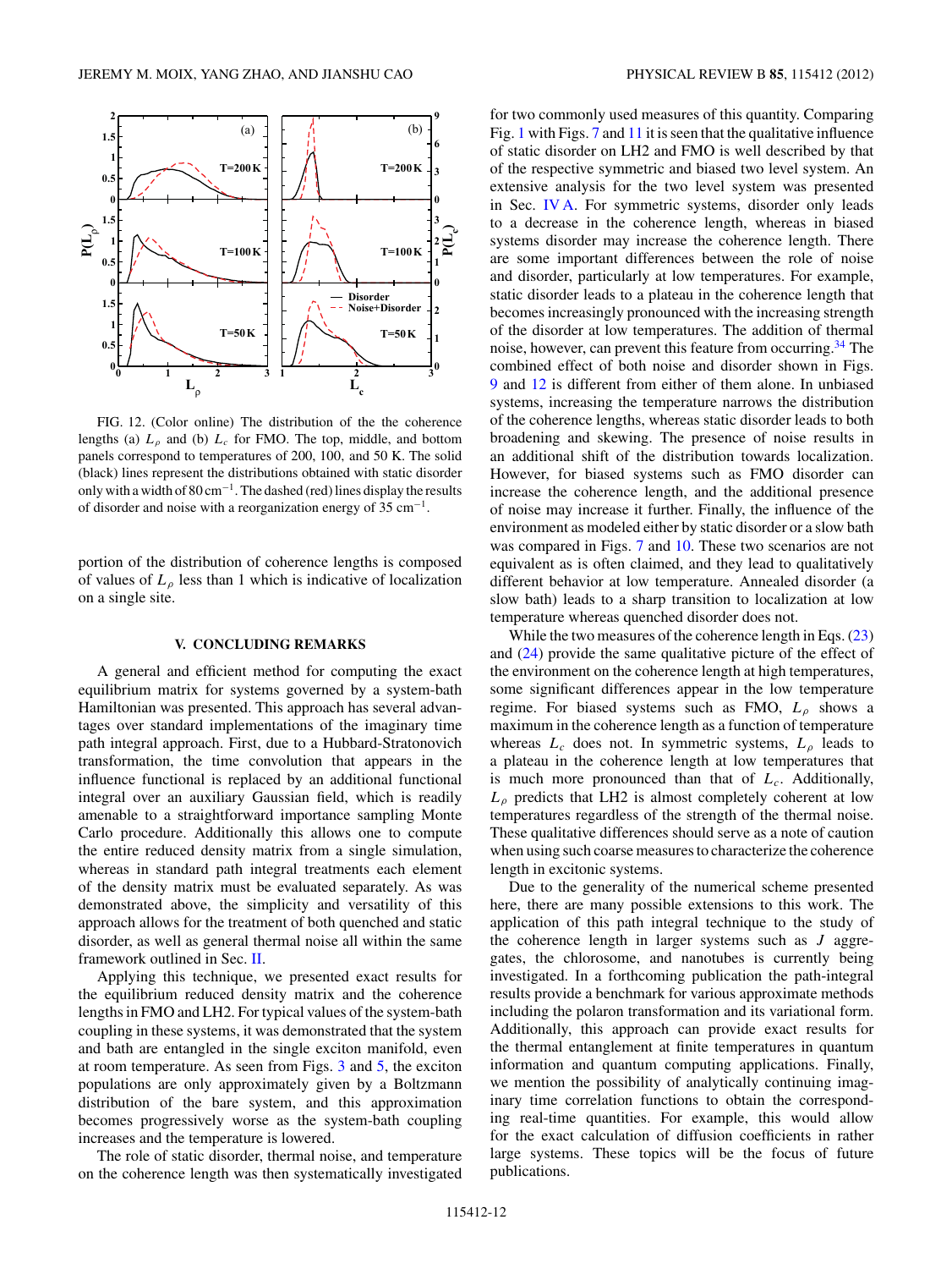FIG. 12. (Color online) The distribution of the the coherence lengths (a) $L_\rho$ and (b) $L_c$ for FMO. The top, middle, and bottom panels correspond to temperatures of 200, 100, and 50 K. The solid (black) lines represent the distributions obtained with static disorder only with a width of 80 cm$^{-1}$. The dashed (red) lines display the results of disorder and noise with a reorganization energy of 35 cm$^{-1}$.

portion of the distribution of coherence lengths is composed of values of $L_\rho$ less than 1 which is indicative of localization on a single site.

## V. CONCLUDING REMARKS

A general and efficient method for computing the exact equilibrium matrix for systems governed by a system-bath Hamiltonian was presented. This approach has several advantages over standard implementations of the imaginary time path integral approach. First, due to a Hubbard-Stratonovich transformation, the time convolution that appears in the influence functional is replaced by an additional functional integral over an auxiliary Gaussian field, which is readily amenable to a straightforward importance sampling Monte Carlo procedure. Additionally this allows one to compute the entire reduced density matrix from a single simulation, whereas in standard path integral treatments each element of the density matrix must be evaluated separately. As was demonstrated above, the simplicity and versatility of this approach allows for the treatment of both quenched and static disorder, as well as general thermal noise all within the same framework outlined in Sec. II.

Applying this technique, we presented exact results for the equilibrium reduced density matrix and the coherence lengths in FMO and LH2. For typical values of the system-bath coupling in these systems, it was demonstrated that the system and bath are entangled in the single exciton manifold, even at room temperature. As seen from Figs. 3 and 5, the exciton populations are only approximately given by a Boltzmann distribution of the bare system, and this approximation becomes progressively worse as the system-bath coupling increases and the temperature is lowered.

The role of static disorder, thermal noise, and temperature on the coherence length was then systematically investigated for two commonly used measures of this quantity. Comparing Fig. 1 with Figs. 7 and 11 it is seen that the qualitative influence of static disorder on LH2 and FMO is well described by that of the respective symmetric and biased two level system. An extensive analysis for the two level system was presented in Sec. IV A. For symmetric systems, disorder only leads to a decrease in the coherence length, whereas in biased systems disorder may increase the coherence length. There are some important differences between the role of noise and disorder, particularly at low temperatures. For example, static disorder leads to a plateau in the coherence length that becomes increasingly pronounced with the increasing strength of the disorder at low temperatures. The addition of thermal noise, however, can prevent this feature from occurring.[34] The combined effect of both noise and disorder shown in Figs. 9 and 12 is different from either of them alone. In unbiased systems, increasing the temperature narrows the distribution of the coherence lengths, whereas static disorder leads to both broadening and skewing. The presence of noise results in an additional shift of the distribution towards localization. However, for biased systems such as FMO disorder can increase the coherence length, and the additional presence of noise may increase it further. Finally, the influence of the environment as modeled either by static disorder or a slow bath was compared in Figs. 7 and 10. These two scenarios are not equivalent as is often claimed, and they lead to qualitatively different behavior at low temperature. Annealed disorder (a slow bath) leads to a sharp transition to localization at low temperature whereas quenched disorder does not.

While the two measures of the coherence length in Eqs. (23) and (24) provide the same qualitative picture of the effect of the environment on the coherence length at high temperatures, some significant differences appear in the low temperature regime. For biased systems such as FMO, $L_\rho$ shows a maximum in the coherence length as a function of temperature whereas $L_c$ does not. In symmetric systems, $L_\rho$ leads to a plateau in the coherence length at low temperatures that is much more pronounced than that of $L_c$. Additionally, $L_\rho$ predicts that LH2 is almost completely coherent at low temperatures regardless of the strength of the thermal noise. These qualitative differences should serve as a note of caution when using such coarse measures to characterize the coherence length in excitonic systems.

Due to the generality of the numerical scheme presented here, there are many possible extensions to this work. The application of this path integral technique to the study of the coherence length in larger systems such as J aggregates, the chlorosome, and nanotubes is currently being investigated. In a forthcoming publication the path-integral results provide a benchmark for various approximate methods including the polaron transformation and its variational form. Additionally, this approach can provide exact results for the thermal entanglement at finite temperatures in quantum information and quantum computing applications. Finally, we mention the possibility of analytically continuing imaginary time correlation functions to obtain the corresponding real-time quantities. For example, this would allow for the exact calculation of diffusion coefficients in rather large systems. These topics will be the focus of future publications.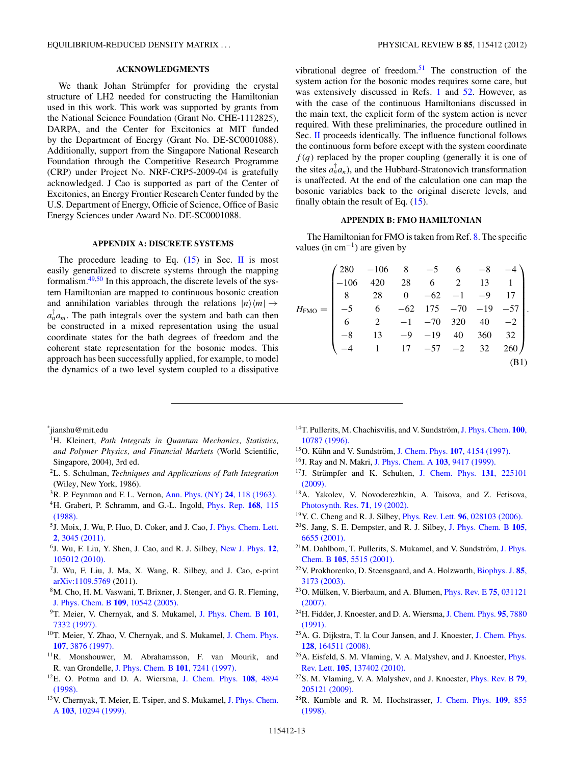## ACKNOWLEDGMENTS

We thank Johan Strümpfer for providing the crystal structure of LH2 needed for constructing the Hamiltonian used in this work. This work was supported by grants from the National Science Foundation (Grant No. CHE-1112825), DARPA, and the Center for Excitonics at MIT funded by the Department of Energy (Grant No. DE-SC0001088). Additionally, support from the Singapore National Research Foundation through the Competitive Research Programme (CRP) under Project No. NRF-CRP5-2009-04 is gratefully acknowledged. J Cao is supported as part of the Center of Excitonics, an Energy Frontier Research Center funded by the U.S. Department of Energy, Officie of Science, Office of Basic Energy Sciences under Award No. DE-SC0001088.

## APPENDIX A: DISCRETE SYSTEMS

The procedure leading to Eq. (15) in Sec. II is most easily generalized to discrete systems through the mapping formalism.[49,50] In this approach, the discrete levels of the system Hamiltonian are mapped to continuous bosonic creation and annihilation variables through the relations $|n\rangle\langle m| \to a_n^\dagger a_m$. The path integrals over the system and bath can then be constructed in a mixed representation using the usual coordinate states for the bath degrees of freedom and the coherent state representation for the bosonic modes. This approach has been successfully applied, for example, to model the dynamics of a two level system coupled to a dissipative vibrational degree of freedom.[51] The construction of the system action for the bosonic modes requires some care, but was extensively discussed in Refs. 1 and 52. However, as with the case of the continuous Hamiltonians discussed in the main text, the explicit form of the system action is never required. With these preliminaries, the procedure outlined in Sec. II proceeds identically. The influence functional follows the continuous form before except with the system coordinate $f(q)$ replaced by the proper coupling (generally it is one of the sites $a_n^\dagger a_n$), and the Hubbard-Stratonovich transformation is unaffected. At the end of the calculation one can map the bosonic variables back to the original discrete levels, and finally obtain the result of Eq. (15).

## APPENDIX B: FMO HAMILTONIAN

The Hamiltonian for FMO is taken from Ref. 8. The specific values (in $\text{cm}^{-1}$) are given by

$$H_{\text{FMO}} = \begin{pmatrix} 280 & -106 & 8 & -5 & 6 & -8 & -4 \\ -106 & 420 & 28 & 6 & 2 & 13 & 1 \\ 8 & 28 & 0 & -62 & -1 & -9 & 17 \\ -5 & 6 & -62 & 175 & -70 & -19 & -57 \\ 6 & 2 & -1 & -70 & 320 & 40 & -2 \\ -8 & 13 & -9 & -19 & 40 & 360 & 32 \\ -4 & 1 & 17 & -57 & -2 & 32 & 260 \end{pmatrix}. \tag{B1}$$

---

*jianshu@mit.edu

[1] H. Kleinert, *Path Integrals in Quantum Mechanics, Statistics, and Polymer Physics, and Financial Markets* (World Scientific, Singapore, 2004), 3rd ed.

[2] L. S. Schulman, *Techniques and Applications of Path Integration* (Wiley, New York, 1986).

[3] R. P. Feynman and F. L. Vernon, Ann. Phys. (NY) **24**, 118 (1963).

[4] H. Grabert, P. Schramm, and G.-L. Ingold, Phys. Rep. **168**, 115 (1988).

[5] J. Moix, J. Wu, P. Huo, D. Coker, and J. Cao, J. Phys. Chem. Lett. **2**, 3045 (2011).

[6] J. Wu, F. Liu, Y. Shen, J. Cao, and R. J. Silbey, New J. Phys. **12**, 105012 (2010).

[7] J. Wu, F. Liu, J. Ma, X. Wang, R. Silbey, and J. Cao, e-print arXiv:1109.5769 (2011).

[8] M. Cho, H. M. Vaswani, T. Brixner, J. Stenger, and G. R. Fleming, J. Phys. Chem. B **109**, 10542 (2005).

[9] T. Meier, V. Chernyak, and S. Mukamel, J. Phys. Chem. B **101**, 7332 (1997).

[10] T. Meier, Y. Zhao, V. Chernyak, and S. Mukamel, J. Chem. Phys. **107**, 3876 (1997).

[11] R. Monshouwer, M. Abrahamsson, F. van Mourik, and R. van Grondelle, J. Phys. Chem. B **101**, 7241 (1997).

[12] E. O. Potma and D. A. Wiersma, J. Chem. Phys. **108**, 4894 (1998).

[13] V. Chernyak, T. Meier, E. Tsiper, and S. Mukamel, J. Phys. Chem. A **103**, 10294 (1999).

[14] T. Pullerits, M. Chachisvilis, and V. Sundström, J. Phys. Chem. **100**, 10787 (1996).

[15] O. Kühn and V. Sundström, J. Chem. Phys. **107**, 4154 (1997).

[16] J. Ray and N. Makri, J. Phys. Chem. A **103**, 9417 (1999).

[17] J. Strümpfer and K. Schulten, J. Chem. Phys. **131**, 225101 (2009).

[18] A. Yakolev, V. Novoderezhkin, A. Taisova, and Z. Fetisova, Photosynth. Res. **71**, 19 (2002).

[19] Y. C. Cheng and R. J. Silbey, Phys. Rev. Lett. **96**, 028103 (2006).

[20] S. Jang, S. E. Dempster, and R. J. Silbey, J. Phys. Chem. B **105**, 6655 (2001).

[21] M. Dahlbom, T. Pullerits, S. Mukamel, and V. Sundström, J. Phys. Chem. B **105**, 5515 (2001).

[22] V. Prokhorenko, D. Steensgaard, and A. Holzwarth, Biophys. J. **85**, 3173 (2003).

[23] O. Mülken, V. Bierbaum, and A. Blumen, Phys. Rev. E **75**, 031121 (2007).

[24] H. Fidder, J. Knoester, and D. A. Wiersma, J. Chem. Phys. **95**, 7880 (1991).

[25] A. G. Dijkstra, T. la Cour Jansen, and J. Knoester, J. Chem. Phys. **128**, 164511 (2008).

[26] A. Eisfeld, S. M. Vlaming, V. A. Malyshev, and J. Knoester, Phys. Rev. Lett. **105**, 137402 (2010).

[27] S. M. Vlaming, V. A. Malyshev, and J. Knoester, Phys. Rev. B **79**, 205121 (2009).

[28] R. Kumble and R. M. Hochstrasser, J. Chem. Phys. **109**, 855 (1998).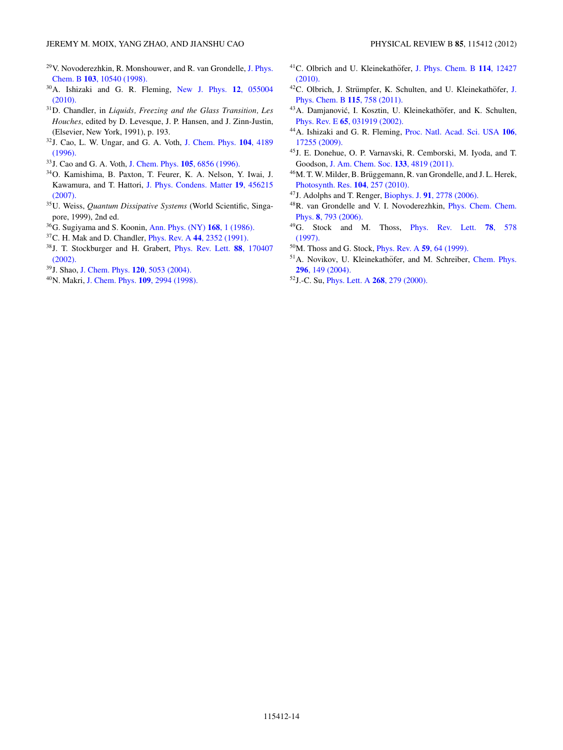[29] V. Novoderezhkin, R. Monshouwer, and R. van Grondelle, J. Phys. Chem. B **103**, 10540 (1998).

[30] A. Ishizaki and G. R. Fleming, New J. Phys. **12**, 055004 (2010).

[31] D. Chandler, in *Liquids, Freezing and the Glass Transition, Les Houches*, edited by D. Levesque, J. P. Hansen, and J. Zinn-Justin, (Elsevier, New York, 1991), p. 193.

[32] J. Cao, L. W. Ungar, and G. A. Voth, J. Chem. Phys. **104**, 4189 (1996).

[33] J. Cao and G. A. Voth, J. Chem. Phys. **105**, 6856 (1996).

[34] O. Kamishima, B. Paxton, T. Feurer, K. A. Nelson, Y. Iwai, J. Kawamura, and T. Hattori, J. Phys. Condens. Matter **19**, 456215 (2007).

[35] U. Weiss, *Quantum Dissipative Systems* (World Scientific, Singapore, 1999), 2nd ed.

[36] G. Sugiyama and S. Koonin, Ann. Phys. (NY) **168**, 1 (1986).

[37] C. H. Mak and D. Chandler, Phys. Rev. A **44**, 2352 (1991).

[38] J. T. Stockburger and H. Grabert, Phys. Rev. Lett. **88**, 170407 (2002).

[39] J. Shao, J. Chem. Phys. **120**, 5053 (2004).

[40] N. Makri, J. Chem. Phys. **109**, 2994 (1998).

[41] C. Olbrich and U. Kleinekathöfer, J. Phys. Chem. B **114**, 12427 (2010).

[42] C. Olbrich, J. Strümpfer, K. Schulten, and U. Kleinekathöfer, J. Phys. Chem. B **115**, 758 (2011).

[43] A. Damjanović, I. Kosztin, U. Kleinekathöfer, and K. Schulten, Phys. Rev. E **65**, 031919 (2002).

[44] A. Ishizaki and G. R. Fleming, Proc. Natl. Acad. Sci. USA **106**, 17255 (2009).

[45] J. E. Donehue, O. P. Varnavski, R. Cemborski, M. Iyoda, and T. Goodson, J. Am. Chem. Soc. **133**, 4819 (2011).

[46] M. T. W. Milder, B. Brüggemann, R. van Grondelle, and J. L. Herek, Photosynth. Res. **104**, 257 (2010).

[47] J. Adolphs and T. Renger, Biophys. J. **91**, 2778 (2006).

[48] R. van Grondelle and V. I. Novoderezhkin, Phys. Chem. Chem. Phys. **8**, 793 (2006).

[49] G. Stock and M. Thoss, Phys. Rev. Lett. **78**, 578 (1997).

[50] M. Thoss and G. Stock, Phys. Rev. A **59**, 64 (1999).

[51] A. Novikov, U. Kleinekathöfer, and M. Schreiber, Chem. Phys. **296**, 149 (2004).

[52] J.-C. Su, Phys. Lett. A **268**, 279 (2000).